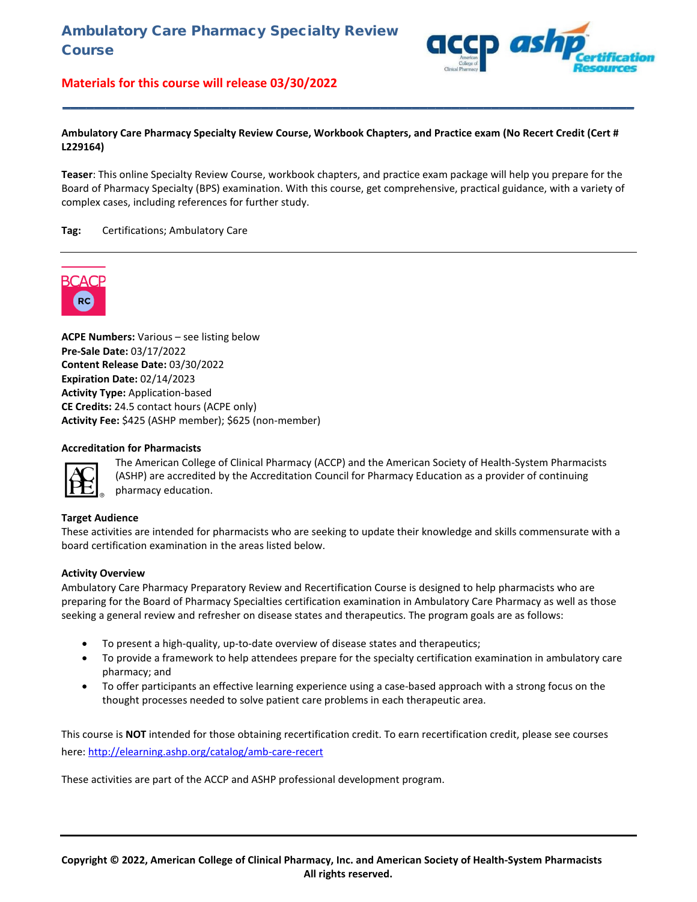# Ambulatory Care Pharmacy Specialty Review Course

**Materials for this course will release 03/30/2022**

**Ambulatory Care Pharmacy Specialty Review Course, Workbook Chapters, and Practice exam (No Recert Credit (Cert # L229164)**

**Teaser**: This online Specialty Review Course, workbook chapters, and practice exam package will help you prepare for the Board of Pharmacy Specialty (BPS) examination. With this course, get comprehensive, practical guidance, with a variety of complex cases, including references for further study.

**Tag:** Certifications; Ambulatory Care

**ACPE Numbers:** Various – see listing below
**Pre-Sale Date:** 03/17/2022
**Content Release Date:** 03/30/2022
**Expiration Date:** 02/14/2023
**Activity Type:** Application-based
**CE Credits:** 24.5 contact hours (ACPE only)
**Activity Fee:** $425 (ASHP member); $625 (non-member)

**Accreditation for Pharmacists**

The American College of Clinical Pharmacy (ACCP) and the American Society of Health-System Pharmacists (ASHP) are accredited by the Accreditation Council for Pharmacy Education as a provider of continuing pharmacy education.

**Target Audience**

These activities are intended for pharmacists who are seeking to update their knowledge and skills commensurate with a board certification examination in the areas listed below.

**Activity Overview**

Ambulatory Care Pharmacy Preparatory Review and Recertification Course is designed to help pharmacists who are preparing for the Board of Pharmacy Specialties certification examination in Ambulatory Care Pharmacy as well as those seeking a general review and refresher on disease states and therapeutics. The program goals are as follows:

- To present a high-quality, up-to-date overview of disease states and therapeutics;
- To provide a framework to help attendees prepare for the specialty certification examination in ambulatory care pharmacy; and
- To offer participants an effective learning experience using a case-based approach with a strong focus on the thought processes needed to solve patient care problems in each therapeutic area.

This course is **NOT** intended for those obtaining recertification credit. To earn recertification credit, please see courses here: http://elearning.ashp.org/catalog/amb-care-recert

These activities are part of the ACCP and ASHP professional development program.

**Copyright © 2022, American College of Clinical Pharmacy, Inc. and American Society of Health-System Pharmacists All rights reserved.**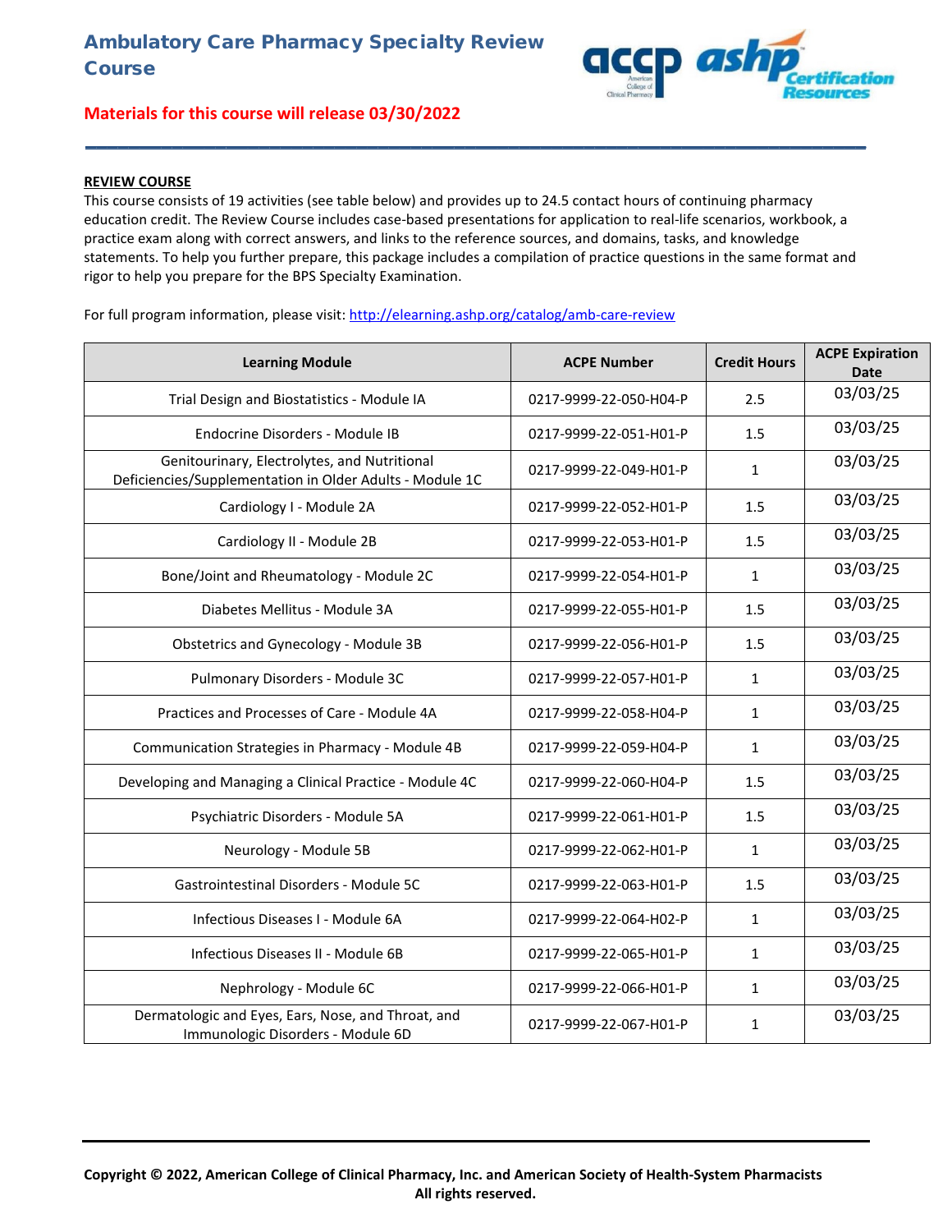# Ambulatory Care Pharmacy Specialty Review Course

**Materials for this course will release 03/30/2022**

## REVIEW COURSE

This course consists of 19 activities (see table below) and provides up to 24.5 contact hours of continuing pharmacy education credit. The Review Course includes case-based presentations for application to real-life scenarios, workbook, a practice exam along with correct answers, and links to the reference sources, and domains, tasks, and knowledge statements. To help you further prepare, this package includes a compilation of practice questions in the same format and rigor to help you prepare for the BPS Specialty Examination.

For full program information, please visit: http://elearning.ashp.org/catalog/amb-care-review

| Learning Module | ACPE Number | Credit Hours | ACPE Expiration Date |
|---|---|---|---|
| Trial Design and Biostatistics - Module IA | 0217-9999-22-050-H04-P | 2.5 | 03/03/25 |
| Endocrine Disorders - Module IB | 0217-9999-22-051-H01-P | 1.5 | 03/03/25 |
| Genitourinary, Electrolytes, and Nutritional Deficiencies/Supplementation in Older Adults - Module 1C | 0217-9999-22-049-H01-P | 1 | 03/03/25 |
| Cardiology I - Module 2A | 0217-9999-22-052-H01-P | 1.5 | 03/03/25 |
| Cardiology II - Module 2B | 0217-9999-22-053-H01-P | 1.5 | 03/03/25 |
| Bone/Joint and Rheumatology - Module 2C | 0217-9999-22-054-H01-P | 1 | 03/03/25 |
| Diabetes Mellitus - Module 3A | 0217-9999-22-055-H01-P | 1.5 | 03/03/25 |
| Obstetrics and Gynecology - Module 3B | 0217-9999-22-056-H01-P | 1.5 | 03/03/25 |
| Pulmonary Disorders - Module 3C | 0217-9999-22-057-H01-P | 1 | 03/03/25 |
| Practices and Processes of Care - Module 4A | 0217-9999-22-058-H04-P | 1 | 03/03/25 |
| Communication Strategies in Pharmacy - Module 4B | 0217-9999-22-059-H04-P | 1 | 03/03/25 |
| Developing and Managing a Clinical Practice - Module 4C | 0217-9999-22-060-H04-P | 1.5 | 03/03/25 |
| Psychiatric Disorders - Module 5A | 0217-9999-22-061-H01-P | 1.5 | 03/03/25 |
| Neurology - Module 5B | 0217-9999-22-062-H01-P | 1 | 03/03/25 |
| Gastrointestinal Disorders - Module 5C | 0217-9999-22-063-H01-P | 1.5 | 03/03/25 |
| Infectious Diseases I - Module 6A | 0217-9999-22-064-H02-P | 1 | 03/03/25 |
| Infectious Diseases II - Module 6B | 0217-9999-22-065-H01-P | 1 | 03/03/25 |
| Nephrology - Module 6C | 0217-9999-22-066-H01-P | 1 | 03/03/25 |
| Dermatologic and Eyes, Ears, Nose, and Throat, and Immunologic Disorders - Module 6D | 0217-9999-22-067-H01-P | 1 | 03/03/25 |

**Copyright © 2022, American College of Clinical Pharmacy, Inc. and American Society of Health-System Pharmacists All rights reserved.**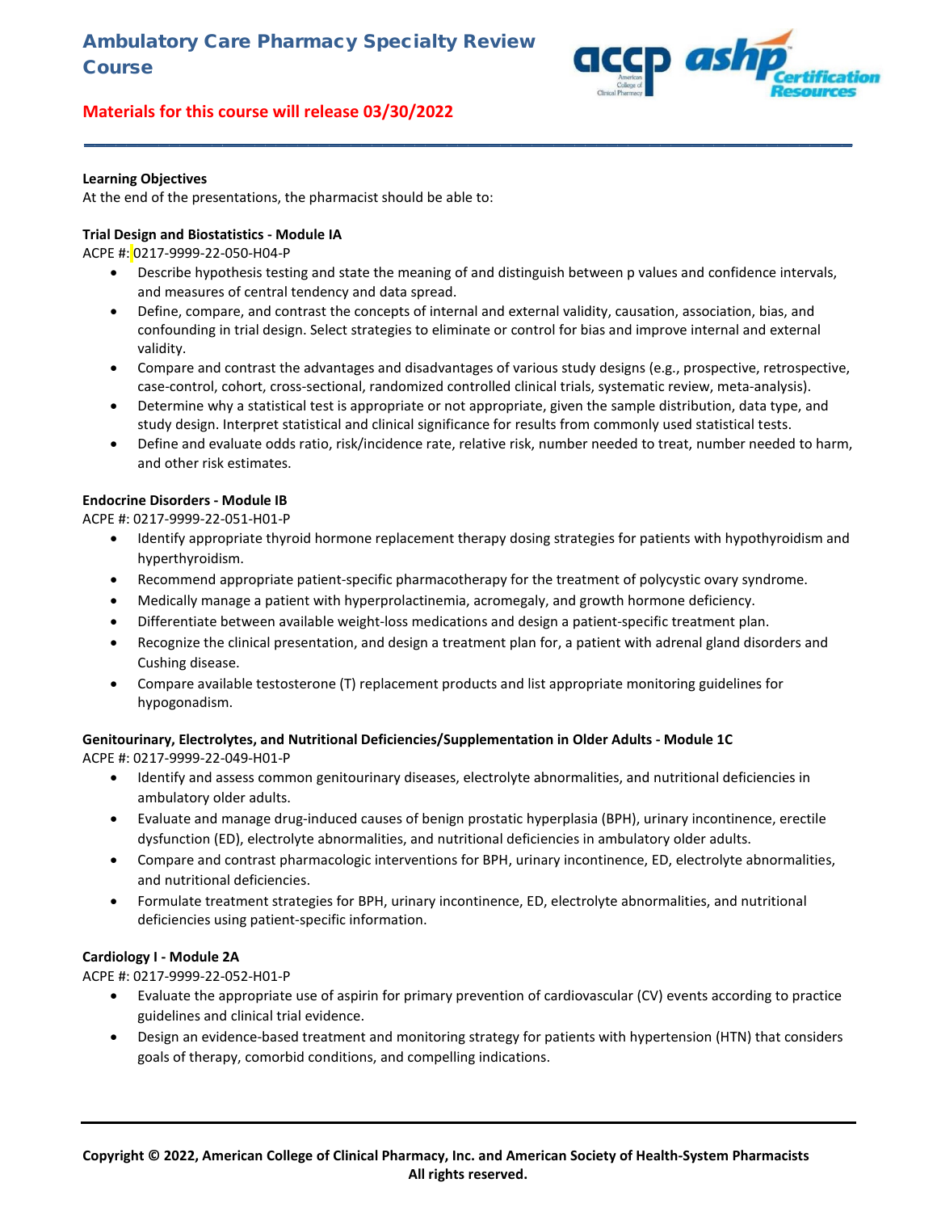# Ambulatory Care Pharmacy Specialty Review Course

**Materials for this course will release 03/30/2022**

**Learning Objectives**

At the end of the presentations, the pharmacist should be able to:

**Trial Design and Biostatistics - Module IA**

ACPE #: 0217-9999-22-050-H04-P

- Describe hypothesis testing and state the meaning of and distinguish between p values and confidence intervals, and measures of central tendency and data spread.
- Define, compare, and contrast the concepts of internal and external validity, causation, association, bias, and confounding in trial design. Select strategies to eliminate or control for bias and improve internal and external validity.
- Compare and contrast the advantages and disadvantages of various study designs (e.g., prospective, retrospective, case-control, cohort, cross-sectional, randomized controlled clinical trials, systematic review, meta-analysis).
- Determine why a statistical test is appropriate or not appropriate, given the sample distribution, data type, and study design. Interpret statistical and clinical significance for results from commonly used statistical tests.
- Define and evaluate odds ratio, risk/incidence rate, relative risk, number needed to treat, number needed to harm, and other risk estimates.

**Endocrine Disorders - Module IB**

ACPE #: 0217-9999-22-051-H01-P

- Identify appropriate thyroid hormone replacement therapy dosing strategies for patients with hypothyroidism and hyperthyroidism.
- Recommend appropriate patient-specific pharmacotherapy for the treatment of polycystic ovary syndrome.
- Medically manage a patient with hyperprolactinemia, acromegaly, and growth hormone deficiency.
- Differentiate between available weight-loss medications and design a patient-specific treatment plan.
- Recognize the clinical presentation, and design a treatment plan for, a patient with adrenal gland disorders and Cushing disease.
- Compare available testosterone (T) replacement products and list appropriate monitoring guidelines for hypogonadism.

**Genitourinary, Electrolytes, and Nutritional Deficiencies/Supplementation in Older Adults - Module 1C**

ACPE #: 0217-9999-22-049-H01-P

- Identify and assess common genitourinary diseases, electrolyte abnormalities, and nutritional deficiencies in ambulatory older adults.
- Evaluate and manage drug-induced causes of benign prostatic hyperplasia (BPH), urinary incontinence, erectile dysfunction (ED), electrolyte abnormalities, and nutritional deficiencies in ambulatory older adults.
- Compare and contrast pharmacologic interventions for BPH, urinary incontinence, ED, electrolyte abnormalities, and nutritional deficiencies.
- Formulate treatment strategies for BPH, urinary incontinence, ED, electrolyte abnormalities, and nutritional deficiencies using patient-specific information.

**Cardiology I - Module 2A**

ACPE #: 0217-9999-22-052-H01-P

- Evaluate the appropriate use of aspirin for primary prevention of cardiovascular (CV) events according to practice guidelines and clinical trial evidence.
- Design an evidence-based treatment and monitoring strategy for patients with hypertension (HTN) that considers goals of therapy, comorbid conditions, and compelling indications.

**Copyright © 2022, American College of Clinical Pharmacy, Inc. and American Society of Health-System Pharmacists All rights reserved.**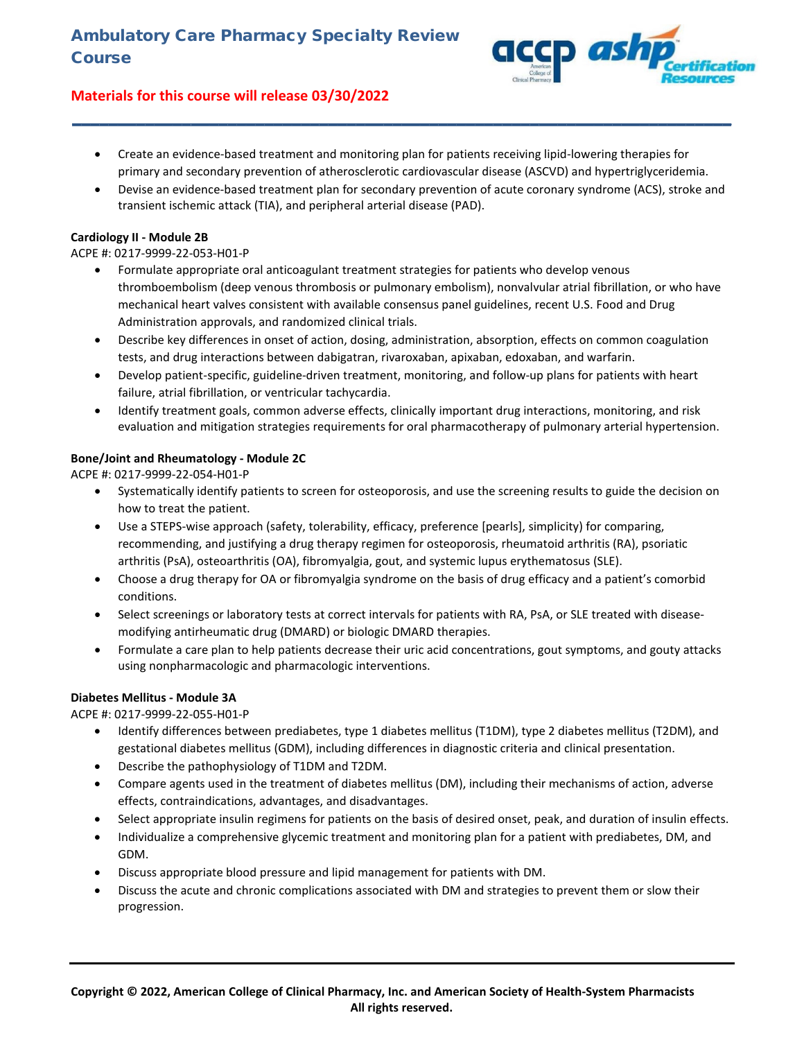- Create an evidence-based treatment and monitoring plan for patients receiving lipid-lowering therapies for primary and secondary prevention of atherosclerotic cardiovascular disease (ASCVD) and hypertriglyceridemia.
- Devise an evidence-based treatment plan for secondary prevention of acute coronary syndrome (ACS), stroke and transient ischemic attack (TIA), and peripheral arterial disease (PAD).

**Cardiology II - Module 2B**

ACPE #: 0217-9999-22-053-H01-P

- Formulate appropriate oral anticoagulant treatment strategies for patients who develop venous thromboembolism (deep venous thrombosis or pulmonary embolism), nonvalvular atrial fibrillation, or who have mechanical heart valves consistent with available consensus panel guidelines, recent U.S. Food and Drug Administration approvals, and randomized clinical trials.
- Describe key differences in onset of action, dosing, administration, absorption, effects on common coagulation tests, and drug interactions between dabigatran, rivaroxaban, apixaban, edoxaban, and warfarin.
- Develop patient-specific, guideline-driven treatment, monitoring, and follow-up plans for patients with heart failure, atrial fibrillation, or ventricular tachycardia.
- Identify treatment goals, common adverse effects, clinically important drug interactions, monitoring, and risk evaluation and mitigation strategies requirements for oral pharmacotherapy of pulmonary arterial hypertension.

**Bone/Joint and Rheumatology - Module 2C**

ACPE #: 0217-9999-22-054-H01-P

- Systematically identify patients to screen for osteoporosis, and use the screening results to guide the decision on how to treat the patient.
- Use a STEPS-wise approach (safety, tolerability, efficacy, preference [pearls], simplicity) for comparing, recommending, and justifying a drug therapy regimen for osteoporosis, rheumatoid arthritis (RA), psoriatic arthritis (PsA), osteoarthritis (OA), fibromyalgia, gout, and systemic lupus erythematosus (SLE).
- Choose a drug therapy for OA or fibromyalgia syndrome on the basis of drug efficacy and a patient's comorbid conditions.
- Select screenings or laboratory tests at correct intervals for patients with RA, PsA, or SLE treated with disease-modifying antirheumatic drug (DMARD) or biologic DMARD therapies.
- Formulate a care plan to help patients decrease their uric acid concentrations, gout symptoms, and gouty attacks using nonpharmacologic and pharmacologic interventions.

**Diabetes Mellitus - Module 3A**

ACPE #: 0217-9999-22-055-H01-P

- Identify differences between prediabetes, type 1 diabetes mellitus (T1DM), type 2 diabetes mellitus (T2DM), and gestational diabetes mellitus (GDM), including differences in diagnostic criteria and clinical presentation.
- Describe the pathophysiology of T1DM and T2DM.
- Compare agents used in the treatment of diabetes mellitus (DM), including their mechanisms of action, adverse effects, contraindications, advantages, and disadvantages.
- Select appropriate insulin regimens for patients on the basis of desired onset, peak, and duration of insulin effects.
- Individualize a comprehensive glycemic treatment and monitoring plan for a patient with prediabetes, DM, and GDM.
- Discuss appropriate blood pressure and lipid management for patients with DM.
- Discuss the acute and chronic complications associated with DM and strategies to prevent them or slow their progression.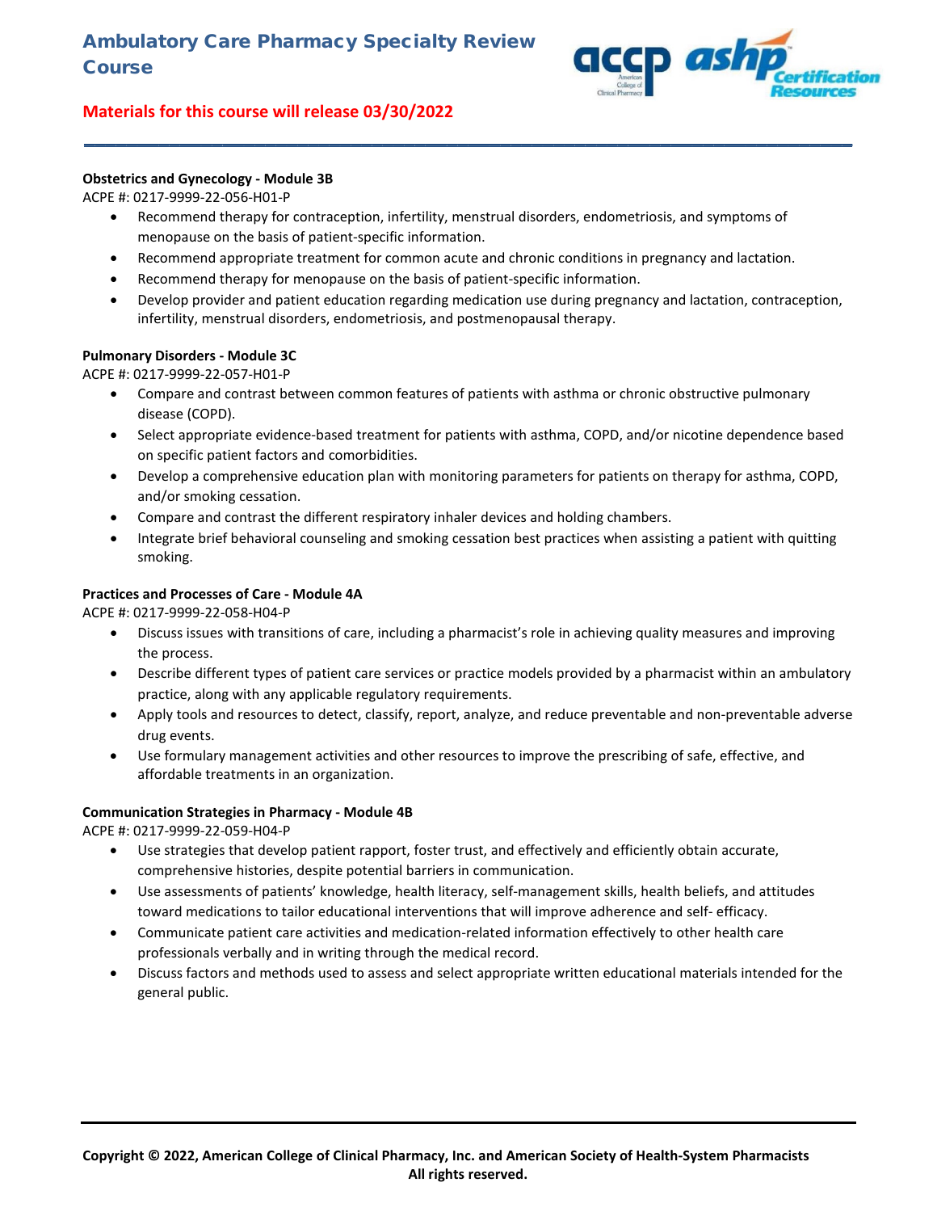## Obstetrics and Gynecology - Module 3B

ACPE #: 0217-9999-22-056-H01-P

- Recommend therapy for contraception, infertility, menstrual disorders, endometriosis, and symptoms of menopause on the basis of patient-specific information.
- Recommend appropriate treatment for common acute and chronic conditions in pregnancy and lactation.
- Recommend therapy for menopause on the basis of patient-specific information.
- Develop provider and patient education regarding medication use during pregnancy and lactation, contraception, infertility, menstrual disorders, endometriosis, and postmenopausal therapy.

## Pulmonary Disorders - Module 3C

ACPE #: 0217-9999-22-057-H01-P

- Compare and contrast between common features of patients with asthma or chronic obstructive pulmonary disease (COPD).
- Select appropriate evidence-based treatment for patients with asthma, COPD, and/or nicotine dependence based on specific patient factors and comorbidities.
- Develop a comprehensive education plan with monitoring parameters for patients on therapy for asthma, COPD, and/or smoking cessation.
- Compare and contrast the different respiratory inhaler devices and holding chambers.
- Integrate brief behavioral counseling and smoking cessation best practices when assisting a patient with quitting smoking.

## Practices and Processes of Care - Module 4A

ACPE #: 0217-9999-22-058-H04-P

- Discuss issues with transitions of care, including a pharmacist's role in achieving quality measures and improving the process.
- Describe different types of patient care services or practice models provided by a pharmacist within an ambulatory practice, along with any applicable regulatory requirements.
- Apply tools and resources to detect, classify, report, analyze, and reduce preventable and non-preventable adverse drug events.
- Use formulary management activities and other resources to improve the prescribing of safe, effective, and affordable treatments in an organization.

## Communication Strategies in Pharmacy - Module 4B

ACPE #: 0217-9999-22-059-H04-P

- Use strategies that develop patient rapport, foster trust, and effectively and efficiently obtain accurate, comprehensive histories, despite potential barriers in communication.
- Use assessments of patients' knowledge, health literacy, self-management skills, health beliefs, and attitudes toward medications to tailor educational interventions that will improve adherence and self- efficacy.
- Communicate patient care activities and medication-related information effectively to other health care professionals verbally and in writing through the medical record.
- Discuss factors and methods used to assess and select appropriate written educational materials intended for the general public.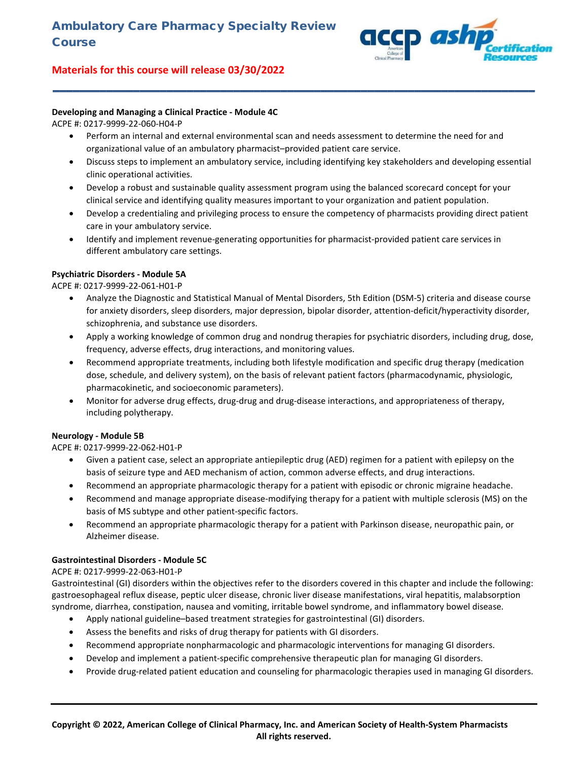Developing and Managing a Clinical Practice - Module 4C

ACPE #: 0217-9999-22-060-H04-P

- Perform an internal and external environmental scan and needs assessment to determine the need for and organizational value of an ambulatory pharmacist–provided patient care service.
- Discuss steps to implement an ambulatory service, including identifying key stakeholders and developing essential clinic operational activities.
- Develop a robust and sustainable quality assessment program using the balanced scorecard concept for your clinical service and identifying quality measures important to your organization and patient population.
- Develop a credentialing and privileging process to ensure the competency of pharmacists providing direct patient care in your ambulatory service.
- Identify and implement revenue-generating opportunities for pharmacist-provided patient care services in different ambulatory care settings.

**Psychiatric Disorders - Module 5A**

ACPE #: 0217-9999-22-061-H01-P

- Analyze the Diagnostic and Statistical Manual of Mental Disorders, 5th Edition (DSM-5) criteria and disease course for anxiety disorders, sleep disorders, major depression, bipolar disorder, attention-deficit/hyperactivity disorder, schizophrenia, and substance use disorders.
- Apply a working knowledge of common drug and nondrug therapies for psychiatric disorders, including drug, dose, frequency, adverse effects, drug interactions, and monitoring values.
- Recommend appropriate treatments, including both lifestyle modification and specific drug therapy (medication dose, schedule, and delivery system), on the basis of relevant patient factors (pharmacodynamic, physiologic, pharmacokinetic, and socioeconomic parameters).
- Monitor for adverse drug effects, drug-drug and drug-disease interactions, and appropriateness of therapy, including polytherapy.

**Neurology - Module 5B**

ACPE #: 0217-9999-22-062-H01-P

- Given a patient case, select an appropriate antiepileptic drug (AED) regimen for a patient with epilepsy on the basis of seizure type and AED mechanism of action, common adverse effects, and drug interactions.
- Recommend an appropriate pharmacologic therapy for a patient with episodic or chronic migraine headache.
- Recommend and manage appropriate disease-modifying therapy for a patient with multiple sclerosis (MS) on the basis of MS subtype and other patient-specific factors.
- Recommend an appropriate pharmacologic therapy for a patient with Parkinson disease, neuropathic pain, or Alzheimer disease.

**Gastrointestinal Disorders - Module 5C**

ACPE #: 0217-9999-22-063-H01-P

Gastrointestinal (GI) disorders within the objectives refer to the disorders covered in this chapter and include the following: gastroesophageal reflux disease, peptic ulcer disease, chronic liver disease manifestations, viral hepatitis, malabsorption syndrome, diarrhea, constipation, nausea and vomiting, irritable bowel syndrome, and inflammatory bowel disease.

- Apply national guideline–based treatment strategies for gastrointestinal (GI) disorders.
- Assess the benefits and risks of drug therapy for patients with GI disorders.
- Recommend appropriate nonpharmacologic and pharmacologic interventions for managing GI disorders.
- Develop and implement a patient-specific comprehensive therapeutic plan for managing GI disorders.
- Provide drug-related patient education and counseling for pharmacologic therapies used in managing GI disorders.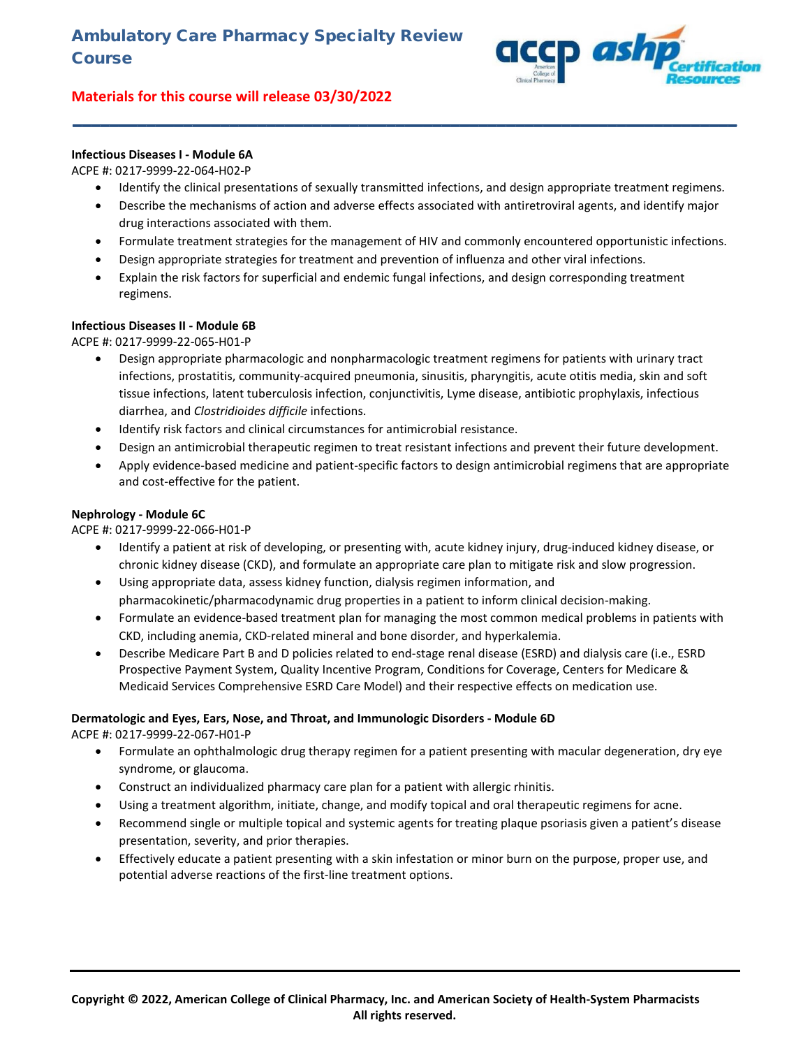# Ambulatory Care Pharmacy Specialty Review Course

**Materials for this course will release 03/30/2022**

**Infectious Diseases I - Module 6A**

ACPE #: 0217-9999-22-064-H02-P

- Identify the clinical presentations of sexually transmitted infections, and design appropriate treatment regimens.
- Describe the mechanisms of action and adverse effects associated with antiretroviral agents, and identify major drug interactions associated with them.
- Formulate treatment strategies for the management of HIV and commonly encountered opportunistic infections.
- Design appropriate strategies for treatment and prevention of influenza and other viral infections.
- Explain the risk factors for superficial and endemic fungal infections, and design corresponding treatment regimens.

**Infectious Diseases II - Module 6B**

ACPE #: 0217-9999-22-065-H01-P

- Design appropriate pharmacologic and nonpharmacologic treatment regimens for patients with urinary tract infections, prostatitis, community-acquired pneumonia, sinusitis, pharyngitis, acute otitis media, skin and soft tissue infections, latent tuberculosis infection, conjunctivitis, Lyme disease, antibiotic prophylaxis, infectious diarrhea, and *Clostridioides difficile* infections.
- Identify risk factors and clinical circumstances for antimicrobial resistance.
- Design an antimicrobial therapeutic regimen to treat resistant infections and prevent their future development.
- Apply evidence-based medicine and patient-specific factors to design antimicrobial regimens that are appropriate and cost-effective for the patient.

**Nephrology - Module 6C**

ACPE #: 0217-9999-22-066-H01-P

- Identify a patient at risk of developing, or presenting with, acute kidney injury, drug-induced kidney disease, or chronic kidney disease (CKD), and formulate an appropriate care plan to mitigate risk and slow progression.
- Using appropriate data, assess kidney function, dialysis regimen information, and pharmacokinetic/pharmacodynamic drug properties in a patient to inform clinical decision-making.
- Formulate an evidence-based treatment plan for managing the most common medical problems in patients with CKD, including anemia, CKD-related mineral and bone disorder, and hyperkalemia.
- Describe Medicare Part B and D policies related to end-stage renal disease (ESRD) and dialysis care (i.e., ESRD Prospective Payment System, Quality Incentive Program, Conditions for Coverage, Centers for Medicare & Medicaid Services Comprehensive ESRD Care Model) and their respective effects on medication use.

**Dermatologic and Eyes, Ears, Nose, and Throat, and Immunologic Disorders - Module 6D**

ACPE #: 0217-9999-22-067-H01-P

- Formulate an ophthalmologic drug therapy regimen for a patient presenting with macular degeneration, dry eye syndrome, or glaucoma.
- Construct an individualized pharmacy care plan for a patient with allergic rhinitis.
- Using a treatment algorithm, initiate, change, and modify topical and oral therapeutic regimens for acne.
- Recommend single or multiple topical and systemic agents for treating plaque psoriasis given a patient's disease presentation, severity, and prior therapies.
- Effectively educate a patient presenting with a skin infestation or minor burn on the purpose, proper use, and potential adverse reactions of the first-line treatment options.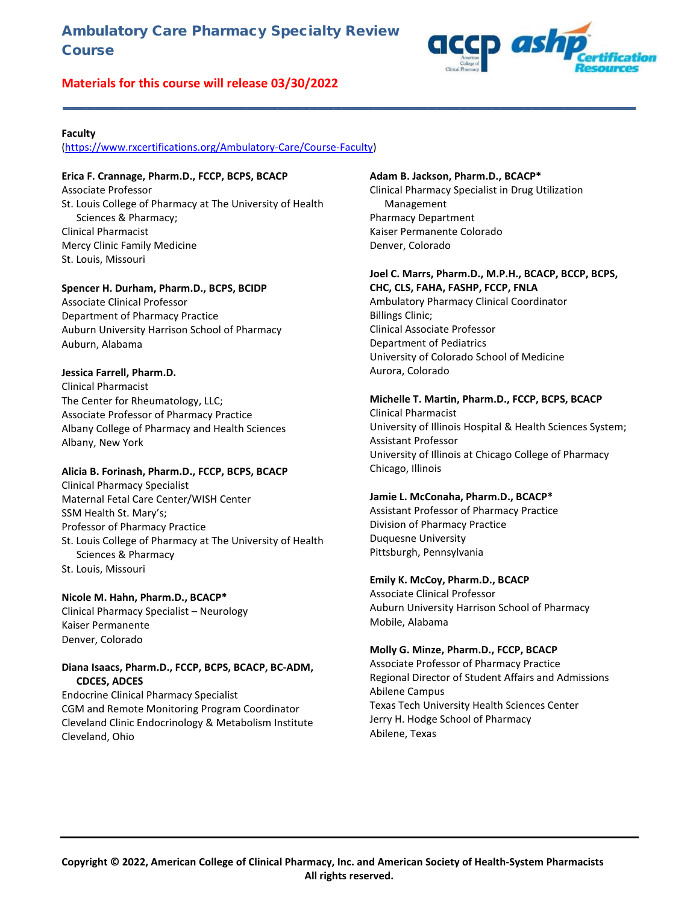# Ambulatory Care Pharmacy Specialty Review Course

**Materials for this course will release 03/30/2022**

**Faculty**
(https://www.rxcertifications.org/Ambulatory-Care/Course-Faculty)

**Erica F. Crannage, Pharm.D., FCCP, BCPS, BCACP**
Associate Professor
St. Louis College of Pharmacy at The University of Health Sciences & Pharmacy;
Clinical Pharmacist
Mercy Clinic Family Medicine
St. Louis, Missouri

**Spencer H. Durham, Pharm.D., BCPS, BCIDP**
Associate Clinical Professor
Department of Pharmacy Practice
Auburn University Harrison School of Pharmacy
Auburn, Alabama

**Jessica Farrell, Pharm.D.**
Clinical Pharmacist
The Center for Rheumatology, LLC;
Associate Professor of Pharmacy Practice
Albany College of Pharmacy and Health Sciences
Albany, New York

**Alicia B. Forinash, Pharm.D., FCCP, BCPS, BCACP**
Clinical Pharmacy Specialist
Maternal Fetal Care Center/WISH Center
SSM Health St. Mary's;
Professor of Pharmacy Practice
St. Louis College of Pharmacy at The University of Health Sciences & Pharmacy
St. Louis, Missouri

**Nicole M. Hahn, Pharm.D., BCACP***
Clinical Pharmacy Specialist – Neurology
Kaiser Permanente
Denver, Colorado

**Diana Isaacs, Pharm.D., FCCP, BCPS, BCACP, BC-ADM, CDCES, ADCES**
Endocrine Clinical Pharmacy Specialist
CGM and Remote Monitoring Program Coordinator
Cleveland Clinic Endocrinology & Metabolism Institute
Cleveland, Ohio

**Adam B. Jackson, Pharm.D., BCACP***
Clinical Pharmacy Specialist in Drug Utilization Management
Pharmacy Department
Kaiser Permanente Colorado
Denver, Colorado

**Joel C. Marrs, Pharm.D., M.P.H., BCACP, BCCP, BCPS, CHC, CLS, FAHA, FASHP, FCCP, FNLA**
Ambulatory Pharmacy Clinical Coordinator
Billings Clinic;
Clinical Associate Professor
Department of Pediatrics
University of Colorado School of Medicine
Aurora, Colorado

**Michelle T. Martin, Pharm.D., FCCP, BCPS, BCACP**
Clinical Pharmacist
University of Illinois Hospital & Health Sciences System;
Assistant Professor
University of Illinois at Chicago College of Pharmacy
Chicago, Illinois

**Jamie L. McConaha, Pharm.D., BCACP***
Assistant Professor of Pharmacy Practice
Division of Pharmacy Practice
Duquesne University
Pittsburgh, Pennsylvania

**Emily K. McCoy, Pharm.D., BCACP**
Associate Clinical Professor
Auburn University Harrison School of Pharmacy
Mobile, Alabama

**Molly G. Minze, Pharm.D., FCCP, BCACP**
Associate Professor of Pharmacy Practice
Regional Director of Student Affairs and Admissions
Abilene Campus
Texas Tech University Health Sciences Center
Jerry H. Hodge School of Pharmacy
Abilene, Texas

**Copyright © 2022, American College of Clinical Pharmacy, Inc. and American Society of Health-System Pharmacists**
**All rights reserved.**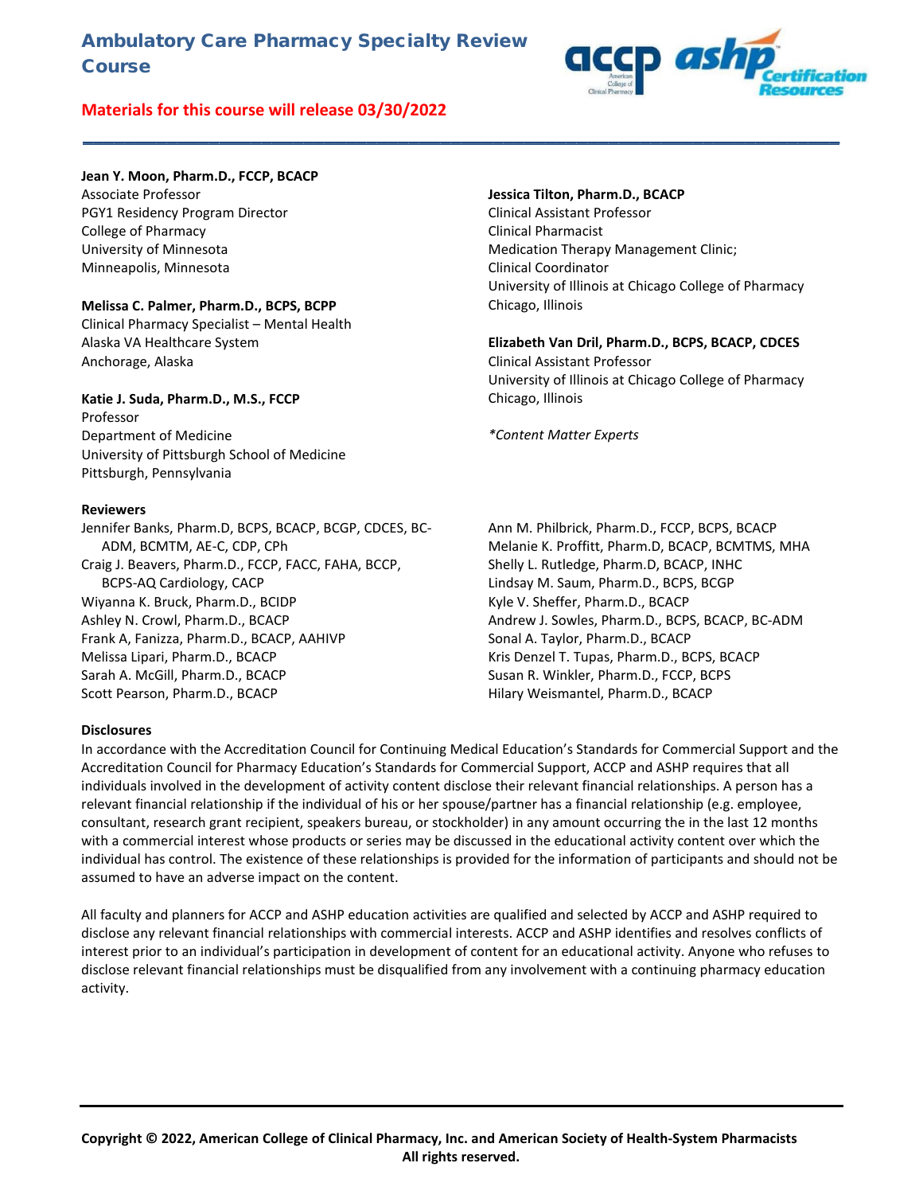# Ambulatory Care Pharmacy Specialty Review Course

**Materials for this course will release 03/30/2022**

**Jean Y. Moon, Pharm.D., FCCP, BCACP**
Associate Professor
PGY1 Residency Program Director
College of Pharmacy
University of Minnesota
Minneapolis, Minnesota

**Melissa C. Palmer, Pharm.D., BCPS, BCPP**
Clinical Pharmacy Specialist – Mental Health
Alaska VA Healthcare System
Anchorage, Alaska

**Katie J. Suda, Pharm.D., M.S., FCCP**
Professor
Department of Medicine
University of Pittsburgh School of Medicine
Pittsburgh, Pennsylvania

**Jessica Tilton, Pharm.D., BCACP**
Clinical Assistant Professor
Clinical Pharmacist
Medication Therapy Management Clinic;
Clinical Coordinator
University of Illinois at Chicago College of Pharmacy
Chicago, Illinois

**Elizabeth Van Dril, Pharm.D., BCPS, BCACP, CDCES**
Clinical Assistant Professor
University of Illinois at Chicago College of Pharmacy
Chicago, Illinois

*\*Content Matter Experts*

**Reviewers**

Jennifer Banks, Pharm.D, BCPS, BCACP, BCGP, CDCES, BC-ADM, BCMTM, AE-C, CDP, CPh
Craig J. Beavers, Pharm.D., FCCP, FACC, FAHA, BCCP, BCPS-AQ Cardiology, CACP
Wiyanna K. Bruck, Pharm.D., BCIDP
Ashley N. Crowl, Pharm.D., BCACP
Frank A, Fanizza, Pharm.D., BCACP, AAHIVP
Melissa Lipari, Pharm.D., BCACP
Sarah A. McGill, Pharm.D., BCACP
Scott Pearson, Pharm.D., BCACP
Ann M. Philbrick, Pharm.D., FCCP, BCPS, BCACP
Melanie K. Proffitt, Pharm.D, BCACP, BCMTMS, MHA
Shelly L. Rutledge, Pharm.D, BCACP, INHC
Lindsay M. Saum, Pharm.D., BCPS, BCGP
Kyle V. Sheffer, Pharm.D., BCACP
Andrew J. Sowles, Pharm.D., BCPS, BCACP, BC-ADM
Sonal A. Taylor, Pharm.D., BCACP
Kris Denzel T. Tupas, Pharm.D., BCPS, BCACP
Susan R. Winkler, Pharm.D., FCCP, BCPS
Hilary Weismantel, Pharm.D., BCACP

**Disclosures**

In accordance with the Accreditation Council for Continuing Medical Education's Standards for Commercial Support and the Accreditation Council for Pharmacy Education's Standards for Commercial Support, ACCP and ASHP requires that all individuals involved in the development of activity content disclose their relevant financial relationships. A person has a relevant financial relationship if the individual of his or her spouse/partner has a financial relationship (e.g. employee, consultant, research grant recipient, speakers bureau, or stockholder) in any amount occurring the in the last 12 months with a commercial interest whose products or series may be discussed in the educational activity content over which the individual has control. The existence of these relationships is provided for the information of participants and should not be assumed to have an adverse impact on the content.

All faculty and planners for ACCP and ASHP education activities are qualified and selected by ACCP and ASHP required to disclose any relevant financial relationships with commercial interests. ACCP and ASHP identifies and resolves conflicts of interest prior to an individual's participation in development of content for an educational activity. Anyone who refuses to disclose relevant financial relationships must be disqualified from any involvement with a continuing pharmacy education activity.

**Copyright © 2022, American College of Clinical Pharmacy, Inc. and American Society of Health-System Pharmacists All rights reserved.**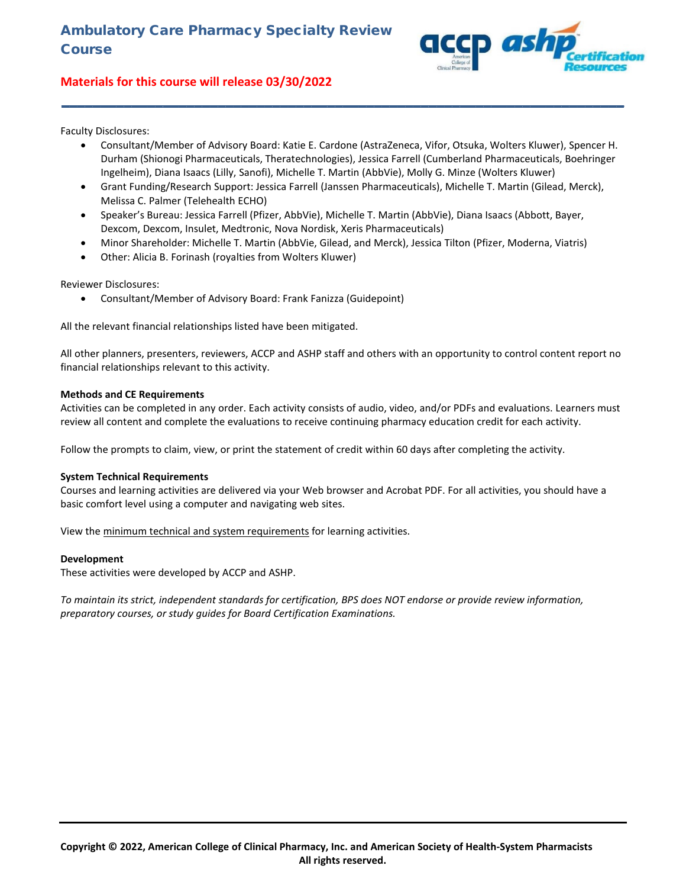# Ambulatory Care Pharmacy Specialty Review Course

**Materials for this course will release 03/30/2022**

Faculty Disclosures:

- Consultant/Member of Advisory Board: Katie E. Cardone (AstraZeneca, Vifor, Otsuka, Wolters Kluwer), Spencer H. Durham (Shionogi Pharmaceuticals, Theratechnologies), Jessica Farrell (Cumberland Pharmaceuticals, Boehringer Ingelheim), Diana Isaacs (Lilly, Sanofi), Michelle T. Martin (AbbVie), Molly G. Minze (Wolters Kluwer)
- Grant Funding/Research Support: Jessica Farrell (Janssen Pharmaceuticals), Michelle T. Martin (Gilead, Merck), Melissa C. Palmer (Telehealth ECHO)
- Speaker's Bureau: Jessica Farrell (Pfizer, AbbVie), Michelle T. Martin (AbbVie), Diana Isaacs (Abbott, Bayer, Dexcom, Dexcom, Insulet, Medtronic, Nova Nordisk, Xeris Pharmaceuticals)
- Minor Shareholder: Michelle T. Martin (AbbVie, Gilead, and Merck), Jessica Tilton (Pfizer, Moderna, Viatris)
- Other: Alicia B. Forinash (royalties from Wolters Kluwer)

Reviewer Disclosures:

- Consultant/Member of Advisory Board: Frank Fanizza (Guidepoint)

All the relevant financial relationships listed have been mitigated.

All other planners, presenters, reviewers, ACCP and ASHP staff and others with an opportunity to control content report no financial relationships relevant to this activity.

**Methods and CE Requirements**

Activities can be completed in any order. Each activity consists of audio, video, and/or PDFs and evaluations. Learners must review all content and complete the evaluations to receive continuing pharmacy education credit for each activity.

Follow the prompts to claim, view, or print the statement of credit within 60 days after completing the activity.

**System Technical Requirements**

Courses and learning activities are delivered via your Web browser and Acrobat PDF. For all activities, you should have a basic comfort level using a computer and navigating web sites.

View the minimum technical and system requirements for learning activities.

**Development**

These activities were developed by ACCP and ASHP.

*To maintain its strict, independent standards for certification, BPS does NOT endorse or provide review information, preparatory courses, or study guides for Board Certification Examinations.*

**Copyright © 2022, American College of Clinical Pharmacy, Inc. and American Society of Health-System Pharmacists All rights reserved.**